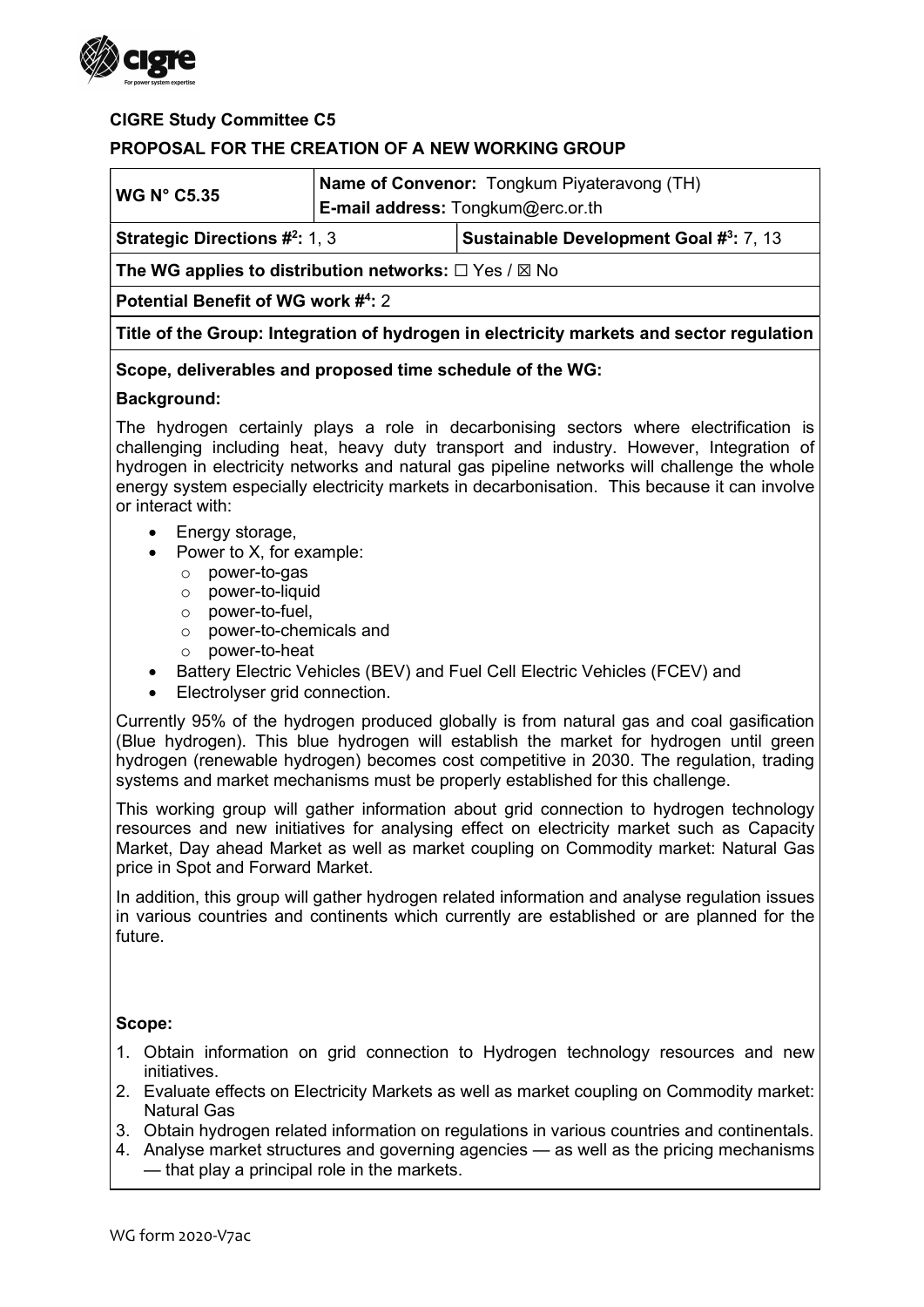**CIGRE Study Committee C5**

**PROPOSAL FOR THE CREATION OF A NEW WORKING GROUP**

| **WG N° C5.35** | **Name of Convenor:** Tongkum Piyateravong (TH)<br>**E-mail address:** Tongkum@erc.or.th | |
|---|---|---|
| **Strategic Directions #[2]:** 1, 3 | | **Sustainable Development Goal #[3]:** 7, 13 |
| **The WG applies to distribution networks:** ☐ Yes / ☒ No | | |
| **Potential Benefit of WG work #[4]:** 2 | | |
| **Title of the Group: Integration of hydrogen in electricity markets and sector regulation** | | |

**Scope, deliverables and proposed time schedule of the WG:**

**Background:**

The hydrogen certainly plays a role in decarbonising sectors where electrification is challenging including heat, heavy duty transport and industry. However, Integration of hydrogen in electricity networks and natural gas pipeline networks will challenge the whole energy system especially electricity markets in decarbonisation. This because it can involve or interact with:

- Energy storage,
- Power to X, for example:
  - power-to-gas
  - power-to-liquid
  - power-to-fuel,
  - power-to-chemicals and
  - power-to-heat
- Battery Electric Vehicles (BEV) and Fuel Cell Electric Vehicles (FCEV) and
- Electrolyser grid connection.

Currently 95% of the hydrogen produced globally is from natural gas and coal gasification (Blue hydrogen). This blue hydrogen will establish the market for hydrogen until green hydrogen (renewable hydrogen) becomes cost competitive in 2030. The regulation, trading systems and market mechanisms must be properly established for this challenge.

This working group will gather information about grid connection to hydrogen technology resources and new initiatives for analysing effect on electricity market such as Capacity Market, Day ahead Market as well as market coupling on Commodity market: Natural Gas price in Spot and Forward Market.

In addition, this group will gather hydrogen related information and analyse regulation issues in various countries and continents which currently are established or are planned for the future.

**Scope:**

1. Obtain information on grid connection to Hydrogen technology resources and new initiatives.
2. Evaluate effects on Electricity Markets as well as market coupling on Commodity market: Natural Gas
3. Obtain hydrogen related information on regulations in various countries and continentals.
4. Analyse market structures and governing agencies — as well as the pricing mechanisms — that play a principal role in the markets.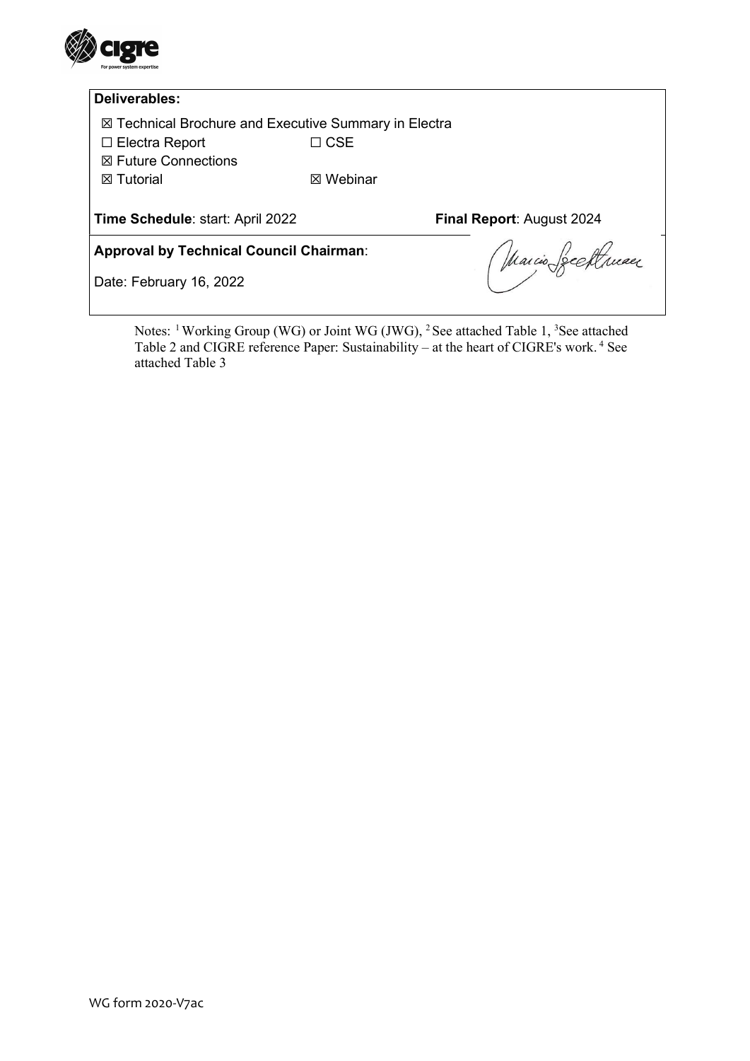**Deliverables:**

☒ Technical Brochure and Executive Summary in Electra

☐ Electra Report ☐ CSE

☒ Future Connections

☒ Tutorial ☒ Webinar

**Time Schedule**: start: April 2022 **Final Report**: August 2024

**Approval by Technical Council Chairman**:

Date: February 16, 2022

Notes: [1] Working Group (WG) or Joint WG (JWG), [2] See attached Table 1, [3] See attached Table 2 and CIGRE reference Paper: Sustainability – at the heart of CIGRE's work. [4] See attached Table 3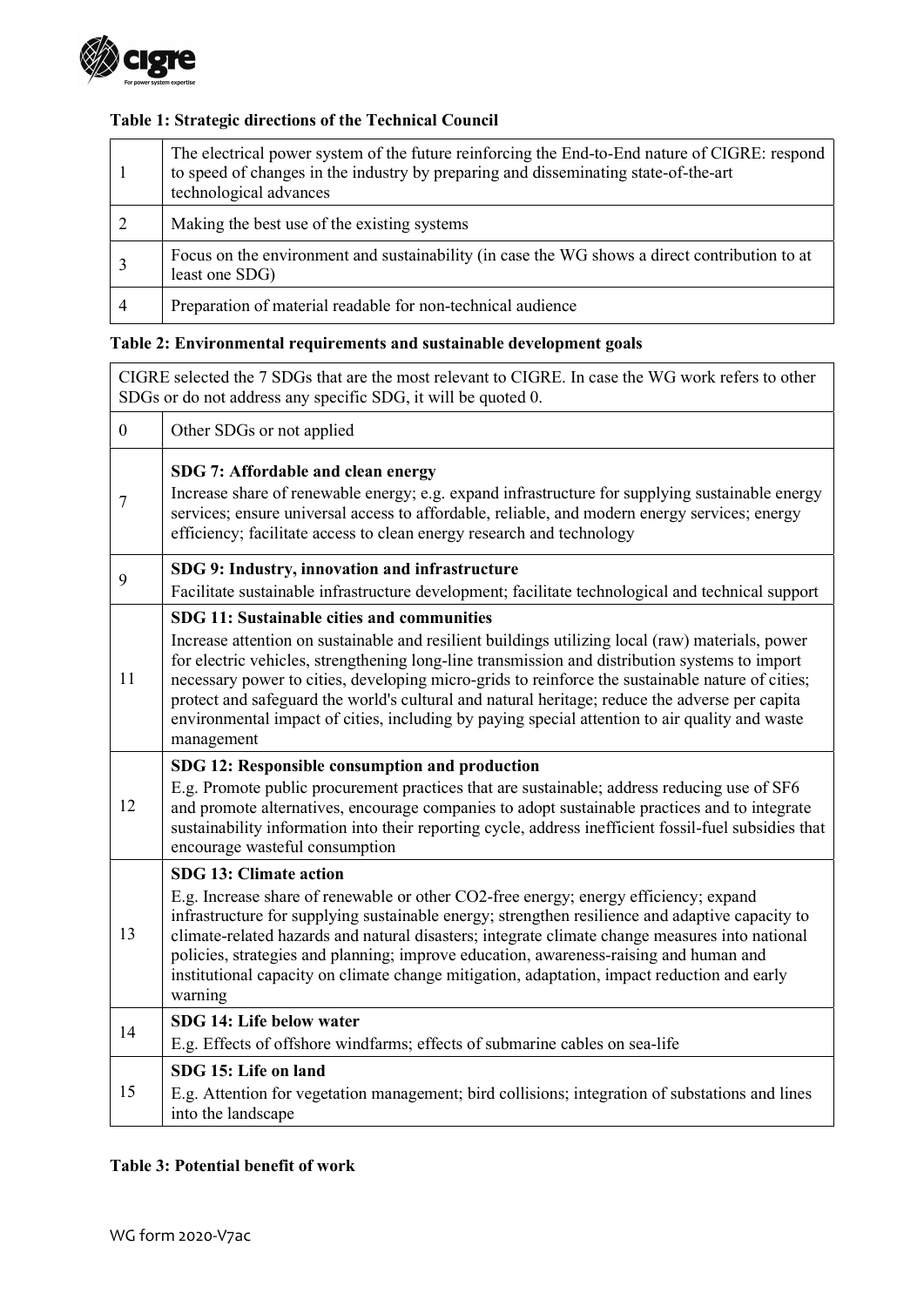**Table 1: Strategic directions of the Technical Council**

| | |
|---|---|
| 1 | The electrical power system of the future reinforcing the End-to-End nature of CIGRE: respond to speed of changes in the industry by preparing and disseminating state-of-the-art technological advances |
| 2 | Making the best use of the existing systems |
| 3 | Focus on the environment and sustainability (in case the WG shows a direct contribution to at least one SDG) |
| 4 | Preparation of material readable for non-technical audience |

**Table 2: Environmental requirements and sustainable development goals**

| CIGRE selected the 7 SDGs that are the most relevant to CIGRE. In case the WG work refers to other SDGs or do not address any specific SDG, it will be quoted 0. | |
|---|---|
| 0 | Other SDGs or not applied |
| 7 | **SDG 7: Affordable and clean energy**<br>Increase share of renewable energy; e.g. expand infrastructure for supplying sustainable energy services; ensure universal access to affordable, reliable, and modern energy services; energy efficiency; facilitate access to clean energy research and technology |
| 9 | **SDG 9: Industry, innovation and infrastructure**<br>Facilitate sustainable infrastructure development; facilitate technological and technical support |
| 11 | **SDG 11: Sustainable cities and communities**<br>Increase attention on sustainable and resilient buildings utilizing local (raw) materials, power for electric vehicles, strengthening long-line transmission and distribution systems to import necessary power to cities, developing micro-grids to reinforce the sustainable nature of cities; protect and safeguard the world's cultural and natural heritage; reduce the adverse per capita environmental impact of cities, including by paying special attention to air quality and waste management |
| 12 | **SDG 12: Responsible consumption and production**<br>E.g. Promote public procurement practices that are sustainable; address reducing use of SF6 and promote alternatives, encourage companies to adopt sustainable practices and to integrate sustainability information into their reporting cycle, address inefficient fossil-fuel subsidies that encourage wasteful consumption |
| 13 | **SDG 13: Climate action**<br>E.g. Increase share of renewable or other CO2-free energy; energy efficiency; expand infrastructure for supplying sustainable energy; strengthen resilience and adaptive capacity to climate-related hazards and natural disasters; integrate climate change measures into national policies, strategies and planning; improve education, awareness-raising and human and institutional capacity on climate change mitigation, adaptation, impact reduction and early warning |
| 14 | **SDG 14: Life below water**<br>E.g. Effects of offshore windfarms; effects of submarine cables on sea-life |
| 15 | **SDG 15: Life on land**<br>E.g. Attention for vegetation management; bird collisions; integration of substations and lines into the landscape |

**Table 3: Potential benefit of work**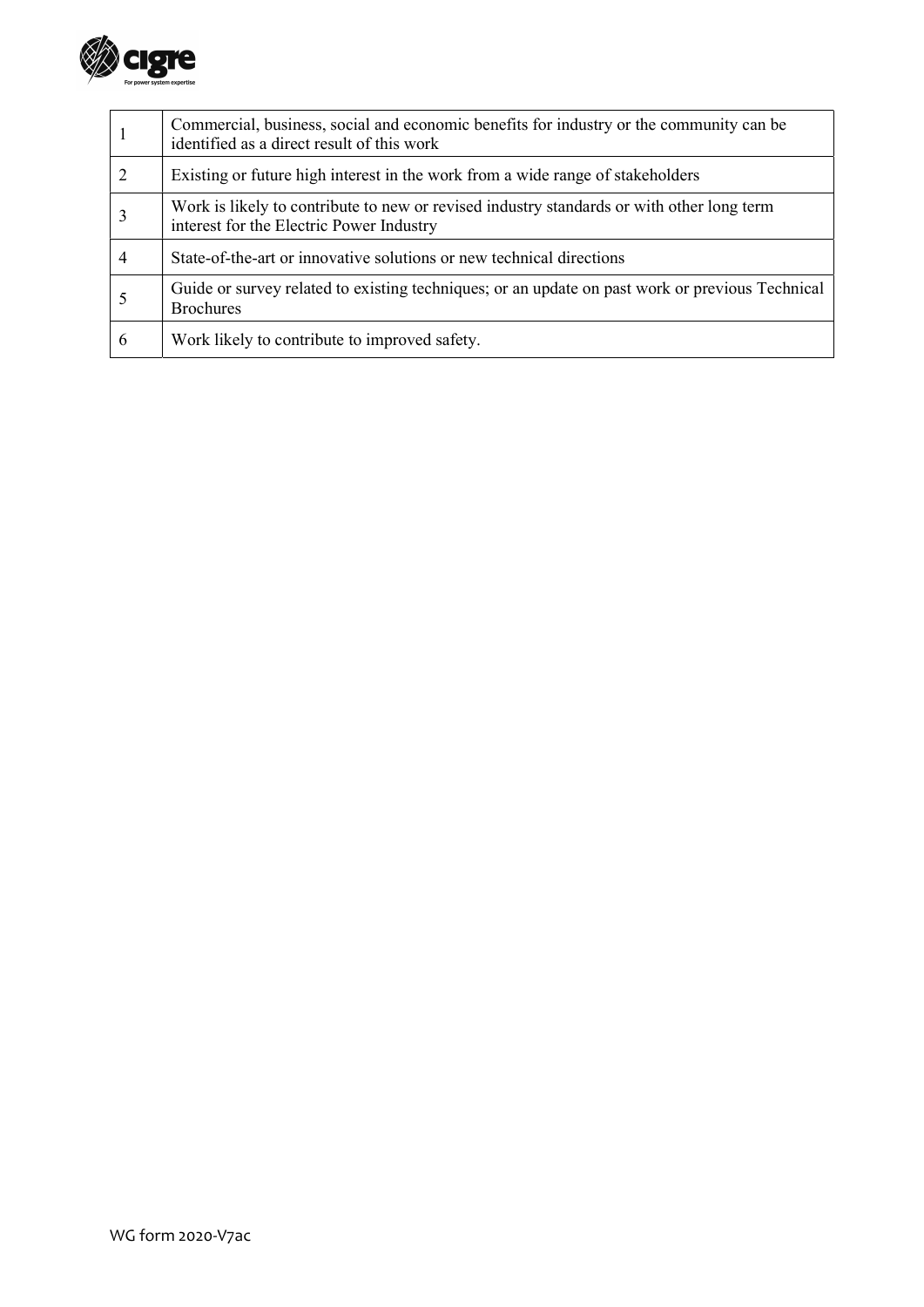| | |
|---|---|
| 1 | Commercial, business, social and economic benefits for industry or the community can be identified as a direct result of this work |
| 2 | Existing or future high interest in the work from a wide range of stakeholders |
| 3 | Work is likely to contribute to new or revised industry standards or with other long term interest for the Electric Power Industry |
| 4 | State-of-the-art or innovative solutions or new technical directions |
| 5 | Guide or survey related to existing techniques; or an update on past work or previous Technical Brochures |
| 6 | Work likely to contribute to improved safety. |